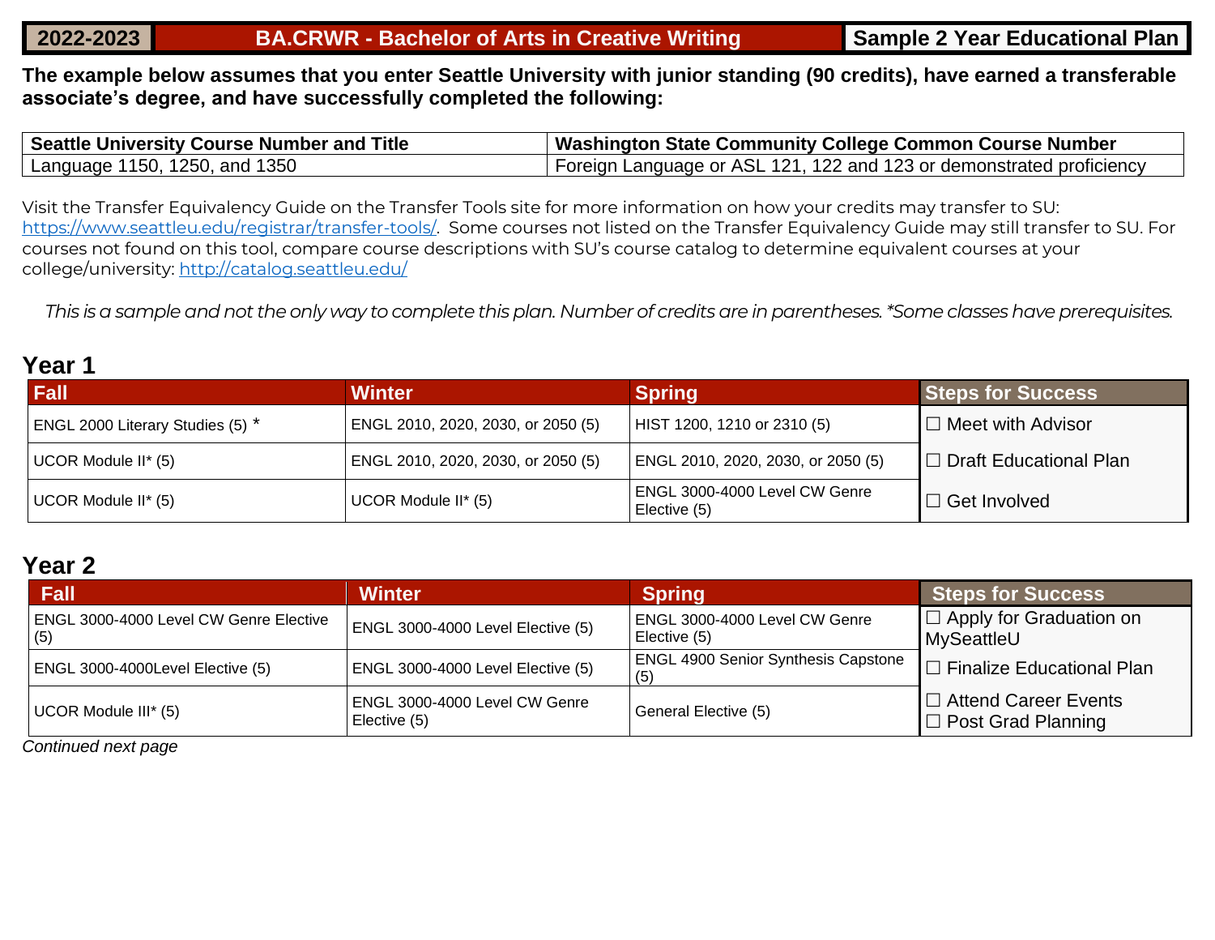# 2022-2023 | BA.CRWR - Bachelor of Arts in Creative Writing | Sample 2 Year Educational Plan

**The example below assumes that you enter Seattle University with junior standing (90 credits), have earned a transferable associate's degree, and have successfully completed the following:**

| Seattle University Course Number and Title | Washington State Community College Common Course Number |
| --- | --- |
| Language 1150, 1250, and 1350 | Foreign Language or ASL 121, 122 and 123 or demonstrated proficiency |

Visit the Transfer Equivalency Guide on the Transfer Tools site for more information on how your credits may transfer to SU: https://www.seattleu.edu/registrar/transfer-tools/. Some courses not listed on the Transfer Equivalency Guide may still transfer to SU. For courses not found on this tool, compare course descriptions with SU's course catalog to determine equivalent courses at your college/university: http://catalog.seattleu.edu/

*This is a sample and not the only way to complete this plan. Number of credits are in parentheses. *Some classes have prerequisites.*

## Year 1

| Fall | Winter | Spring | Steps for Success |
| --- | --- | --- | --- |
| ENGL 2000 Literary Studies (5) * | ENGL 2010, 2020, 2030, or 2050 (5) | HIST 1200, 1210 or 2310 (5) | ☐ Meet with Advisor |
| UCOR Module II* (5) | ENGL 2010, 2020, 2030, or 2050 (5) | ENGL 2010, 2020, 2030, or 2050 (5) | ☐ Draft Educational Plan |
| UCOR Module II* (5) | UCOR Module II* (5) | ENGL 3000-4000 Level CW Genre Elective (5) | ☐ Get Involved |

## Year 2

| Fall | Winter | Spring | Steps for Success |
| --- | --- | --- | --- |
| ENGL 3000-4000 Level CW Genre Elective (5) | ENGL 3000-4000 Level Elective (5) | ENGL 3000-4000 Level CW Genre Elective (5) | ☐ Apply for Graduation on MySeattleU |
| ENGL 3000-4000Level Elective (5) | ENGL 3000-4000 Level Elective (5) | ENGL 4900 Senior Synthesis Capstone (5) | ☐ Finalize Educational Plan |
| UCOR Module III* (5) | ENGL 3000-4000 Level CW Genre Elective (5) | General Elective (5) | ☐ Attend Career Events<br>☐ Post Grad Planning |

*Continued next page*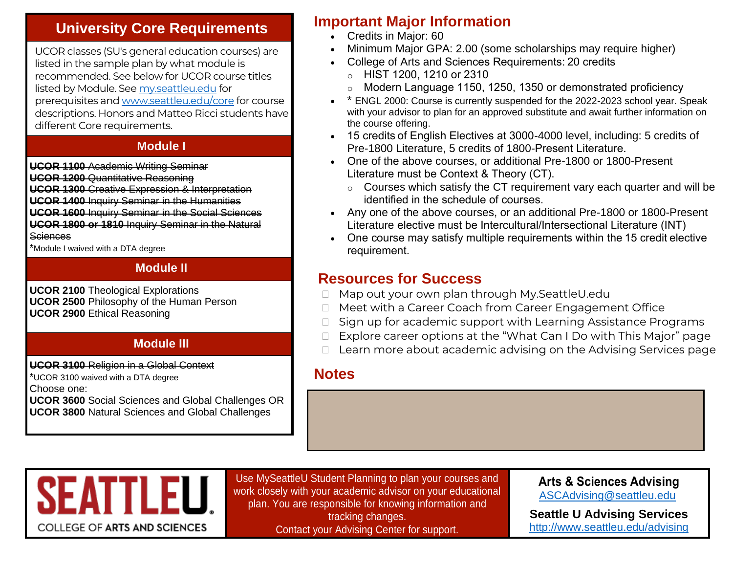## University Core Requirements

UCOR classes (SU's general education courses) are listed in the sample plan by what module is recommended. See below for UCOR course titles listed by Module. See my.seattleu.edu for prerequisites and www.seattleu.edu/core for course descriptions. Honors and Matteo Ricci students have different Core requirements.

### Module I

~~**UCOR 1100** Academic Writing Seminar~~
~~**UCOR 1200** Quantitative Reasoning~~
~~**UCOR 1300** Creative Expression & Interpretation~~
~~**UCOR 1400** Inquiry Seminar in the Humanities~~
~~**UCOR 1600** Inquiry Seminar in the Social Sciences~~
~~**UCOR 1800 or 1810** Inquiry Seminar in the Natural Sciences~~
*Module I waived with a DTA degree

### Module II

**UCOR 2100** Theological Explorations
**UCOR 2500** Philosophy of the Human Person
**UCOR 2900** Ethical Reasoning

### Module III

~~**UCOR 3100** Religion in a Global Context~~
*UCOR 3100 waived with a DTA degree
Choose one:
**UCOR 3600** Social Sciences and Global Challenges OR
**UCOR 3800** Natural Sciences and Global Challenges

## Important Major Information

- Credits in Major: 60
- Minimum Major GPA: 2.00 (some scholarships may require higher)
- College of Arts and Sciences Requirements: 20 credits
  - HIST 1200, 1210 or 2310
  - Modern Language 1150, 1250, 1350 or demonstrated proficiency
- * ENGL 2000: Course is currently suspended for the 2022-2023 school year. Speak with your advisor to plan for an approved substitute and await further information on the course offering.
- 15 credits of English Electives at 3000-4000 level, including: 5 credits of Pre-1800 Literature, 5 credits of 1800-Present Literature.
- One of the above courses, or additional Pre-1800 or 1800-Present Literature must be Context & Theory (CT).
  - Courses which satisfy the CT requirement vary each quarter and will be identified in the schedule of courses.
- Any one of the above courses, or an additional Pre-1800 or 1800-Present Literature elective must be Intercultural/Intersectional Literature (INT)
- One course may satisfy multiple requirements within the 15 credit elective requirement.

## Resources for Success

- Map out your own plan through My.SeattleU.edu
- Meet with a Career Coach from Career Engagement Office
- Sign up for academic support with Learning Assistance Programs
- Explore career options at the "What Can I Do with This Major" page
- Learn more about academic advising on the Advising Services page

## Notes

SEATTLEU
COLLEGE OF ARTS AND SCIENCES

Use MySeattleU Student Planning to plan your courses and work closely with your academic advisor on your educational plan. You are responsible for knowing information and tracking changes.
Contact your Advising Center for support.

**Arts & Sciences Advising**
ASCAdvising@seattleu.edu

**Seattle U Advising Services**
http://www.seattleu.edu/advising